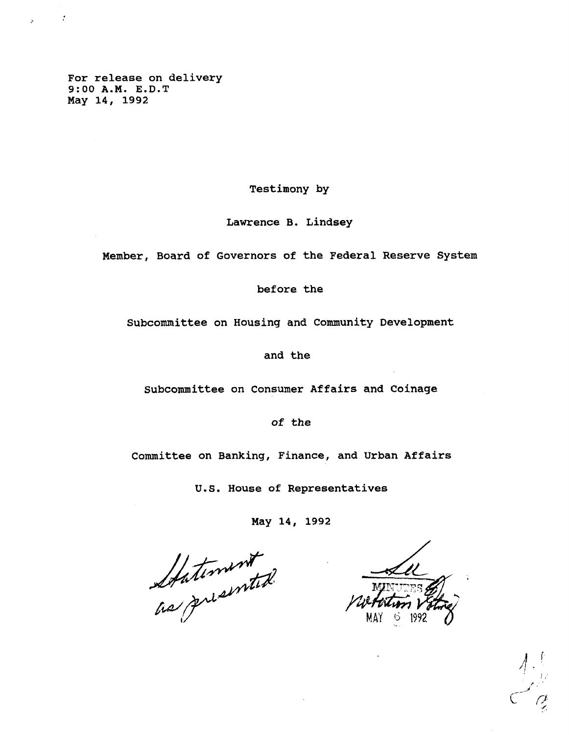For release on delivery
9:00 A.M. E.D.T
May 14, 1992

Testimony by

Lawrence B. Lindsey

Member, Board of Governors of the Federal Reserve System

before the

Subcommittee on Housing and Community Development

and the

Subcommittee on Consumer Affairs and Coinage

*of the*

Committee on Banking, Finance, and Urban Affairs

U.S. House of Representatives

May 14, 1992

Statement as presented

MINUTES
Notation Voting
MAY 6 1992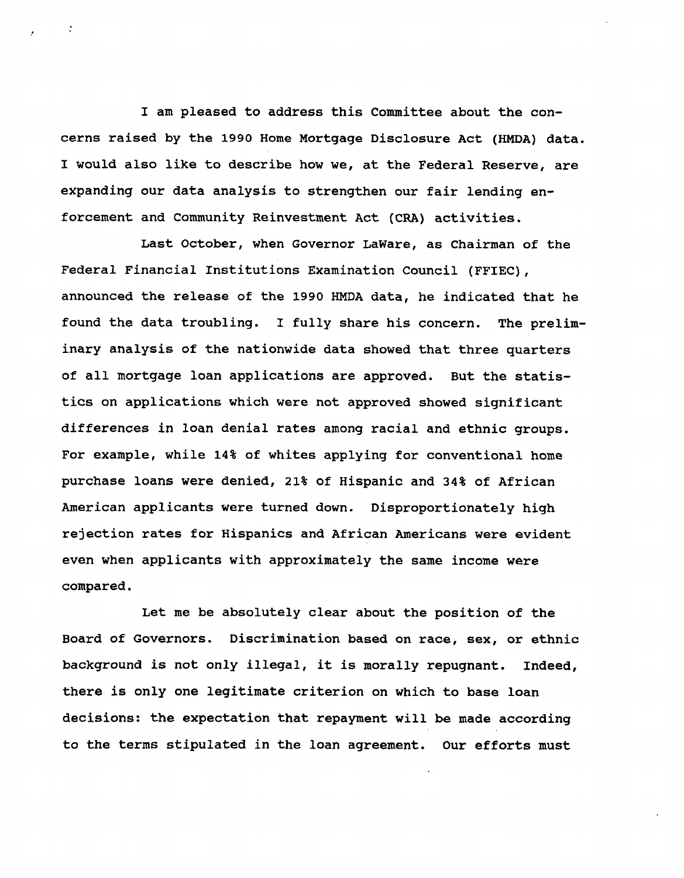I am pleased to address this Committee about the concerns raised by the 1990 Home Mortgage Disclosure Act (HMDA) data. I would also like to describe how we, at the Federal Reserve, are expanding our data analysis to strengthen our fair lending enforcement and Community Reinvestment Act (CRA) activities.

Last October, when Governor LaWare, as Chairman of the Federal Financial Institutions Examination Council (FFIEC), announced the release of the 1990 HMDA data, he indicated that he found the data troubling. I fully share his concern. The preliminary analysis of the nationwide data showed that three quarters of all mortgage loan applications are approved. But the statistics on applications which were not approved showed significant differences in loan denial rates among racial and ethnic groups. For example, while 14% of whites applying for conventional home purchase loans were denied, 21% of Hispanic and 34% of African American applicants were turned down. Disproportionately high rejection rates for Hispanics and African Americans were evident even when applicants with approximately the same income were compared.

Let me be absolutely clear about the position of the Board of Governors. Discrimination based on race, sex, or ethnic background is not only illegal, it is morally repugnant. Indeed, there is only one legitimate criterion on which to base loan decisions: the expectation that repayment will be made according to the terms stipulated in the loan agreement. Our efforts must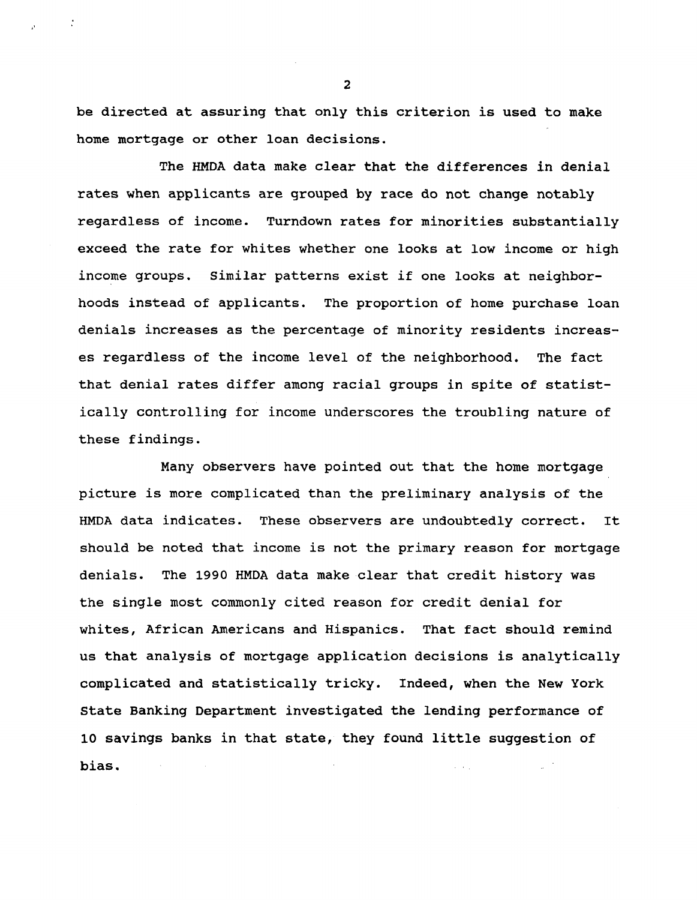be directed at assuring that only this criterion is used to make home mortgage or other loan decisions.

The HMDA data make clear that the differences in denial rates when applicants are grouped by race do not change notably regardless of income. Turndown rates for minorities substantially exceed the rate for whites whether one looks at low income or high income groups. Similar patterns exist if one looks at neighborhoods instead of applicants. The proportion of home purchase loan denials increases as the percentage of minority residents increases regardless of the income level of the neighborhood. The fact that denial rates differ among racial groups in spite of statistically controlling for income underscores the troubling nature of these findings.

Many observers have pointed out that the home mortgage picture is more complicated than the preliminary analysis of the HMDA data indicates. These observers are undoubtedly correct. It should be noted that income is not the primary reason for mortgage denials. The 1990 HMDA data make clear that credit history was the single most commonly cited reason for credit denial for whites, African Americans and Hispanics. That fact should remind us that analysis of mortgage application decisions is analytically complicated and statistically tricky. Indeed, when the New York State Banking Department investigated the lending performance of 10 savings banks in that state, they found little suggestion of bias.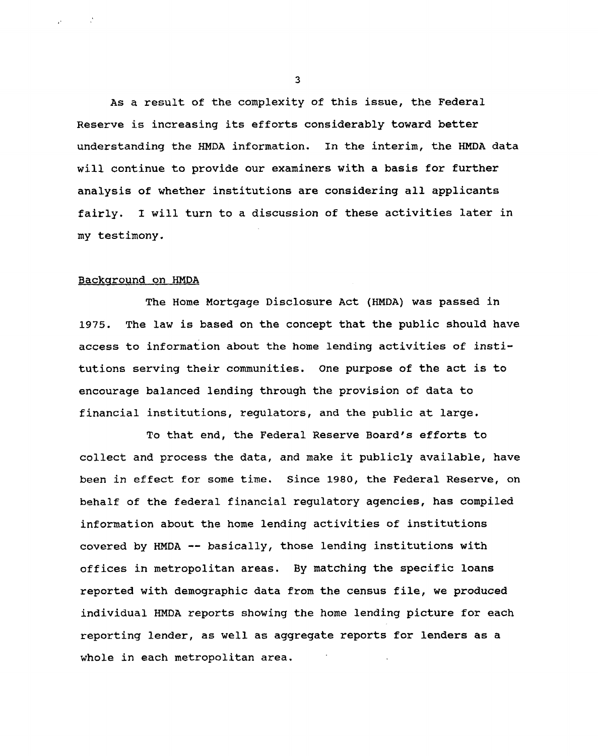As a result of the complexity of this issue, the Federal Reserve is increasing its efforts considerably toward better understanding the HMDA information. In the interim, the HMDA data will continue to provide our examiners with a basis for further analysis of whether institutions are considering all applicants fairly. I will turn to a discussion of these activities later in my testimony.

## Background on HMDA

The Home Mortgage Disclosure Act (HMDA) was passed in 1975. The law is based on the concept that the public should have access to information about the home lending activities of institutions serving their communities. One purpose of the act is to encourage balanced lending through the provision of data to financial institutions, regulators, and the public at large.

To that end, the Federal Reserve Board's efforts to collect and process the data, and make it publicly available, have been in effect for some time. Since 1980, the Federal Reserve, on behalf of the federal financial regulatory agencies, has compiled information about the home lending activities of institutions covered by HMDA -- basically, those lending institutions with offices in metropolitan areas. By matching the specific loans reported with demographic data from the census file, we produced individual HMDA reports showing the home lending picture for each reporting lender, as well as aggregate reports for lenders as a whole in each metropolitan area.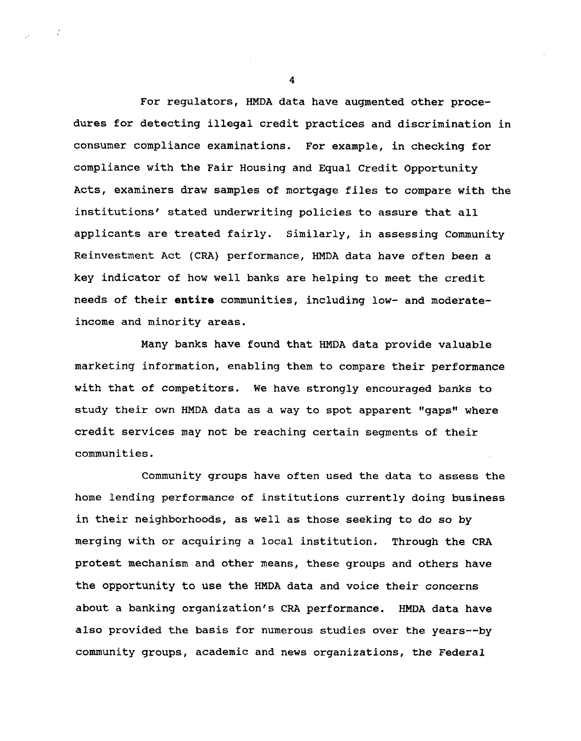For regulators, HMDA data have augmented other procedures for detecting illegal credit practices and discrimination in consumer compliance examinations. For example, in checking for compliance with the Fair Housing and Equal Credit Opportunity Acts, examiners draw samples of mortgage files to compare with the institutions' stated underwriting policies to assure that all applicants are treated fairly. Similarly, in assessing Community Reinvestment Act (CRA) performance, HMDA data have often been a key indicator of how well banks are helping to meet the credit needs of their **entire** communities, including low- and moderate-income and minority areas.

Many banks have found that HMDA data provide valuable marketing information, enabling them to compare their performance with that of competitors. We have strongly encouraged banks to study their own HMDA data as a way to spot apparent "gaps" where credit services may not be reaching certain segments of their communities.

Community groups have often used the data to assess the home lending performance of institutions currently doing business in their neighborhoods, as well as those seeking to do so by merging with or acquiring a local institution. Through the CRA protest mechanism and other means, these groups and others have the opportunity to use the HMDA data and voice their concerns about a banking organization's CRA performance. HMDA data have also provided the basis for numerous studies over the years--by community groups, academic and news organizations, the Federal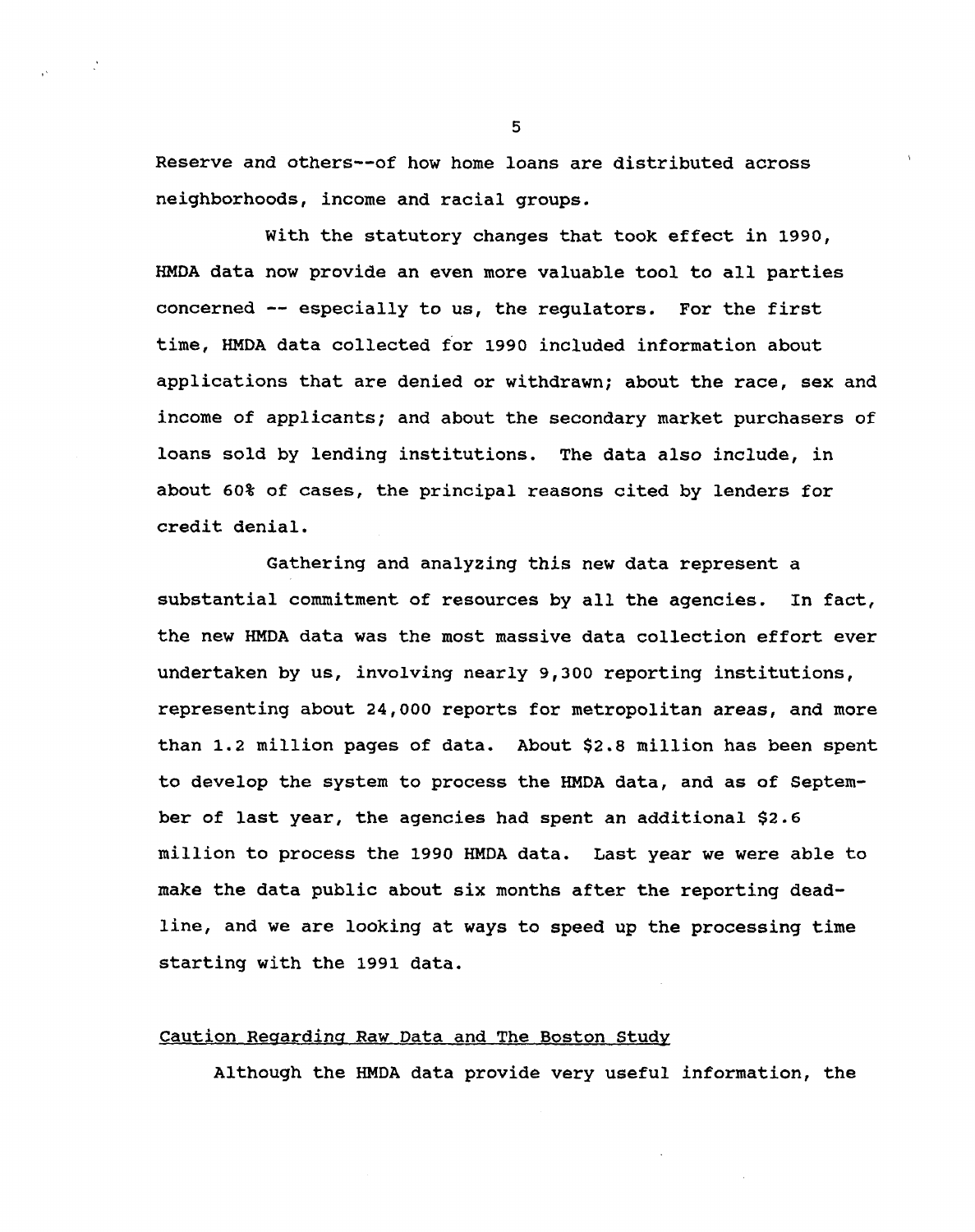Reserve and others--of how home loans are distributed across neighborhoods, income and racial groups.

With the statutory changes that took effect in 1990, HMDA data now provide an even more valuable tool to all parties concerned -- especially to us, the regulators. For the first time, HMDA data collected for 1990 included information about applications that are denied or withdrawn; about the race, sex and income of applicants; and about the secondary market purchasers of loans sold by lending institutions. The data also include, in about 60% of cases, the principal reasons cited by lenders for credit denial.

Gathering and analyzing this new data represent a substantial commitment of resources by all the agencies. In fact, the new HMDA data was the most massive data collection effort ever undertaken by us, involving nearly 9,300 reporting institutions, representing about 24,000 reports for metropolitan areas, and more than 1.2 million pages of data. About $2.8 million has been spent to develop the system to process the HMDA data, and as of September of last year, the agencies had spent an additional $2.6 million to process the 1990 HMDA data. Last year we were able to make the data public about six months after the reporting deadline, and we are looking at ways to speed up the processing time starting with the 1991 data.

<u>Caution Regarding Raw Data and The Boston Study</u>

Although the HMDA data provide very useful information, the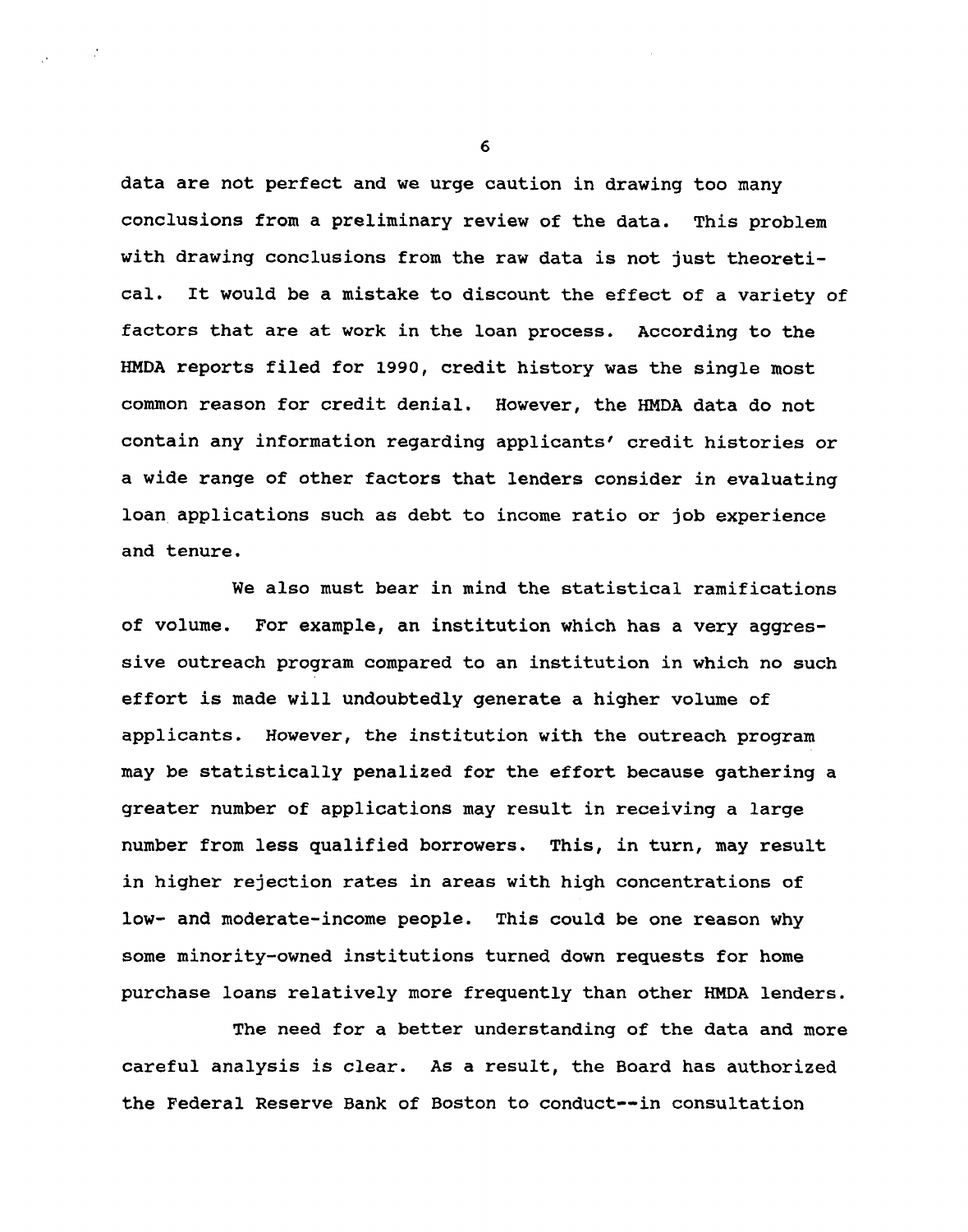data are not perfect and we urge caution in drawing too many conclusions from a preliminary review of the data. This problem with drawing conclusions from the raw data is not just theoretical. It would be a mistake to discount the effect of a variety of factors that are at work in the loan process. According to the HMDA reports filed for 1990, credit history was the single most common reason for credit denial. However, the HMDA data do not contain any information regarding applicants' credit histories or a wide range of other factors that lenders consider in evaluating loan applications such as debt to income ratio or job experience and tenure.

We also must bear in mind the statistical ramifications of volume. For example, an institution which has a very aggressive outreach program compared to an institution in which no such effort is made will undoubtedly generate a higher volume of applicants. However, the institution with the outreach program may be statistically penalized for the effort because gathering a greater number of applications may result in receiving a large number from less qualified borrowers. This, in turn, may result in higher rejection rates in areas with high concentrations of low- and moderate-income people. This could be one reason why some minority-owned institutions turned down requests for home purchase loans relatively more frequently than other HMDA lenders.

The need for a better understanding of the data and more careful analysis is clear. As a result, the Board has authorized the Federal Reserve Bank of Boston to conduct--in consultation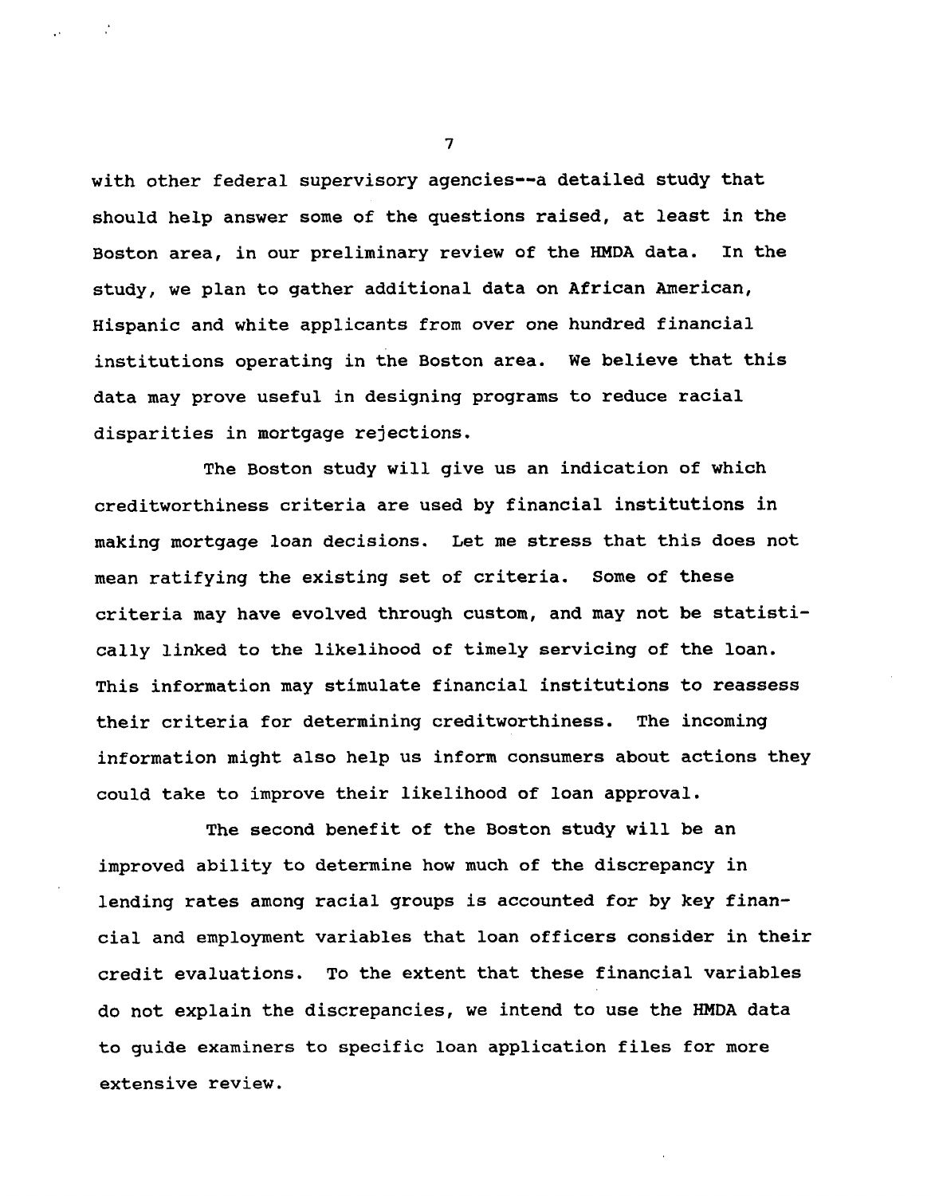with other federal supervisory agencies--a detailed study that should help answer some of the questions raised, at least in the Boston area, in our preliminary review of the HMDA data. In the study, we plan to gather additional data on African American, Hispanic and white applicants from over one hundred financial institutions operating in the Boston area. We believe that this data may prove useful in designing programs to reduce racial disparities in mortgage rejections.

The Boston study will give us an indication of which creditworthiness criteria are used by financial institutions in making mortgage loan decisions. Let me stress that this does not mean ratifying the existing set of criteria. Some of these criteria may have evolved through custom, and may not be statistically linked to the likelihood of timely servicing of the loan. This information may stimulate financial institutions to reassess their criteria for determining creditworthiness. The incoming information might also help us inform consumers about actions they could take to improve their likelihood of loan approval.

The second benefit of the Boston study will be an improved ability to determine how much of the discrepancy in lending rates among racial groups is accounted for by key financial and employment variables that loan officers consider in their credit evaluations. To the extent that these financial variables do not explain the discrepancies, we intend to use the HMDA data to guide examiners to specific loan application files for more extensive review.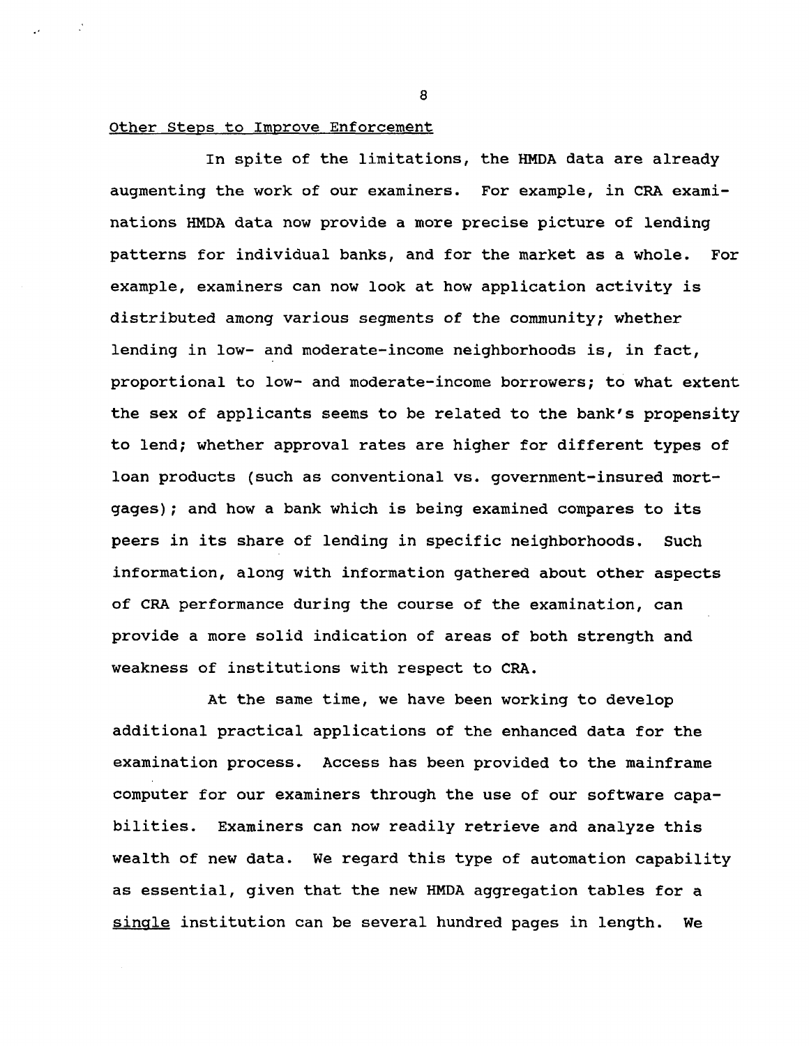Other Steps to Improve Enforcement

In spite of the limitations, the HMDA data are already augmenting the work of our examiners. For example, in CRA examinations HMDA data now provide a more precise picture of lending patterns for individual banks, and for the market as a whole. For example, examiners can now look at how application activity is distributed among various segments of the community; whether lending in low- and moderate-income neighborhoods is, in fact, proportional to low- and moderate-income borrowers; to what extent the sex of applicants seems to be related to the bank's propensity to lend; whether approval rates are higher for different types of loan products (such as conventional vs. government-insured mortgages); and how a bank which is being examined compares to its peers in its share of lending in specific neighborhoods. Such information, along with information gathered about other aspects of CRA performance during the course of the examination, can provide a more solid indication of areas of both strength and weakness of institutions with respect to CRA.

At the same time, we have been working to develop additional practical applications of the enhanced data for the examination process. Access has been provided to the mainframe computer for our examiners through the use of our software capabilities. Examiners can now readily retrieve and analyze this wealth of new data. We regard this type of automation capability as essential, given that the new HMDA aggregation tables for a single institution can be several hundred pages in length. We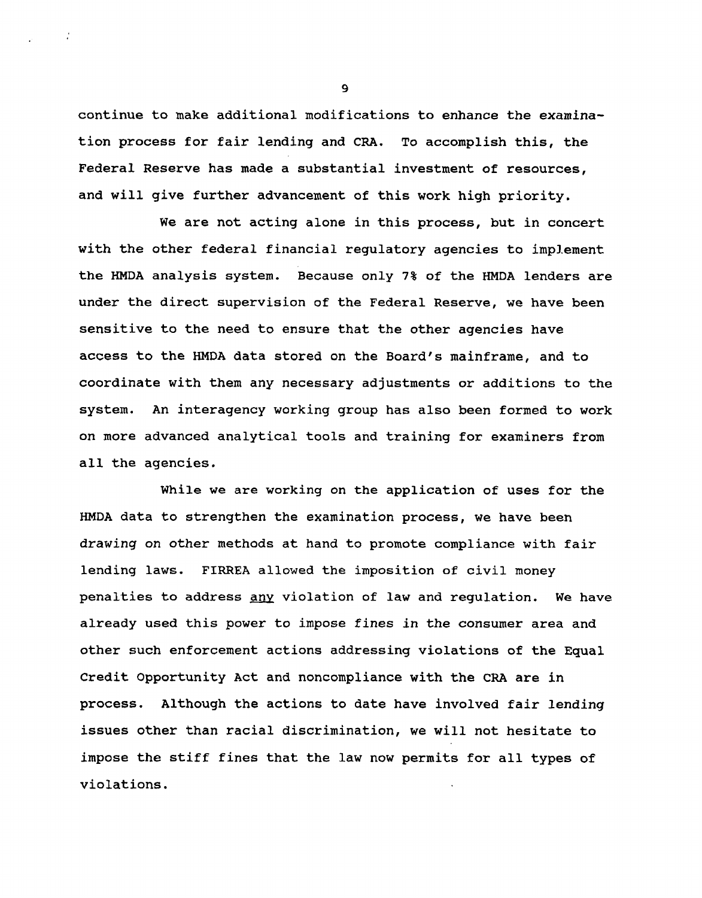continue to make additional modifications to enhance the examination process for fair lending and CRA. To accomplish this, the Federal Reserve has made a substantial investment of resources, and will give further advancement of this work high priority.

We are not acting alone in this process, but in concert with the other federal financial regulatory agencies to implement the HMDA analysis system. Because only 7% of the HMDA lenders are under the direct supervision of the Federal Reserve, we have been sensitive to the need to ensure that the other agencies have access to the HMDA data stored on the Board's mainframe, and to coordinate with them any necessary adjustments or additions to the system. An interagency working group has also been formed to work on more advanced analytical tools and training for examiners from all the agencies.

While we are working on the application of uses for the HMDA data to strengthen the examination process, we have been drawing on other methods at hand to promote compliance with fair lending laws. FIRREA allowed the imposition of civil money penalties to address <u>any</u> violation of law and regulation. We have already used this power to impose fines in the consumer area and other such enforcement actions addressing violations of the Equal Credit Opportunity Act and noncompliance with the CRA are in process. Although the actions to date have involved fair lending issues other than racial discrimination, we will not hesitate to impose the stiff fines that the law now permits for all types of violations.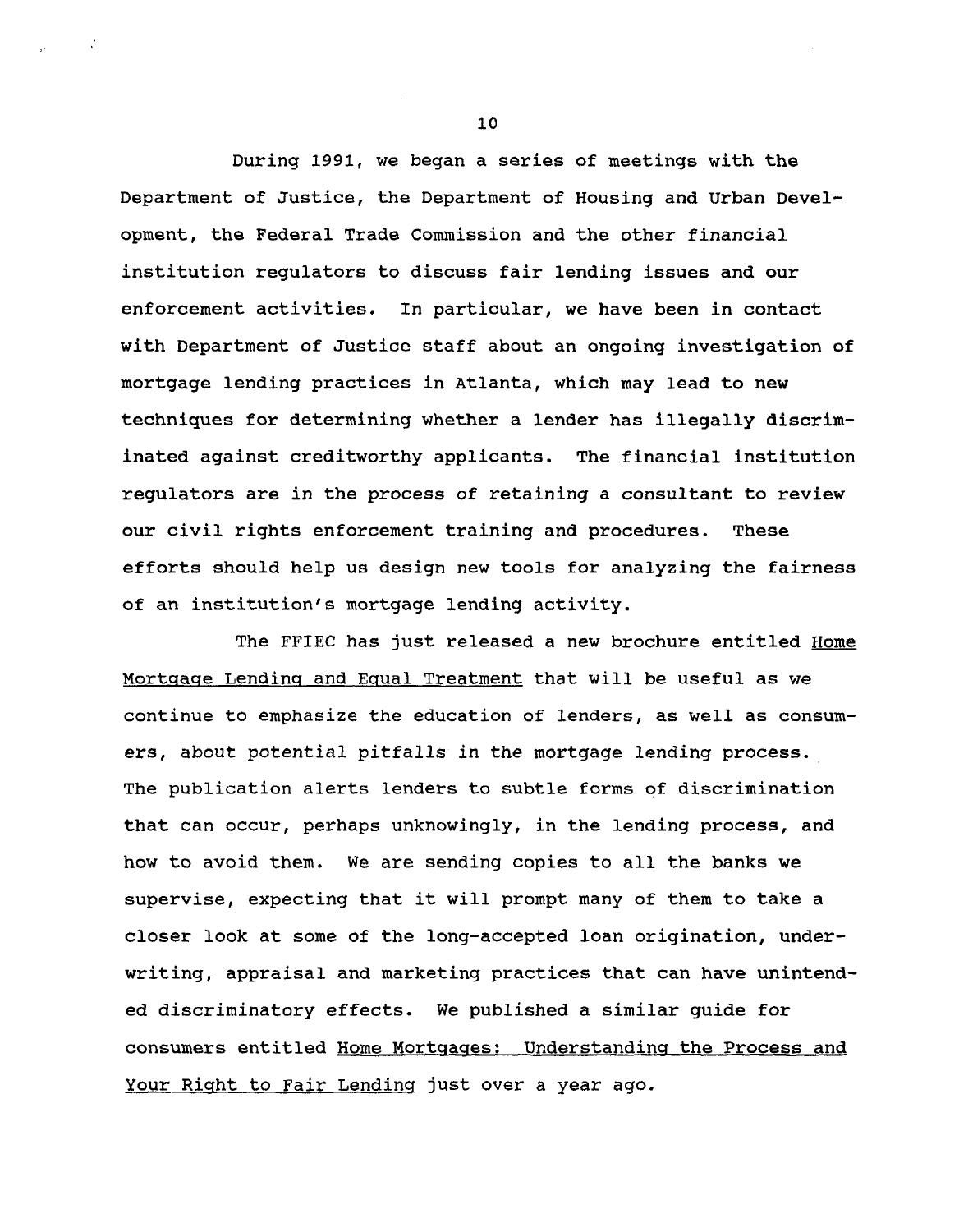During 1991, we began a series of meetings with the Department of Justice, the Department of Housing and Urban Development, the Federal Trade Commission and the other financial institution regulators to discuss fair lending issues and our enforcement activities. In particular, we have been in contact with Department of Justice staff about an ongoing investigation of mortgage lending practices in Atlanta, which may lead to new techniques for determining whether a lender has illegally discriminated against creditworthy applicants. The financial institution regulators are in the process of retaining a consultant to review our civil rights enforcement training and procedures. These efforts should help us design new tools for analyzing the fairness of an institution's mortgage lending activity.

The FFIEC has just released a new brochure entitled Home Mortgage Lending and Equal Treatment that will be useful as we continue to emphasize the education of lenders, as well as consumers, about potential pitfalls in the mortgage lending process. The publication alerts lenders to subtle forms of discrimination that can occur, perhaps unknowingly, in the lending process, and how to avoid them. We are sending copies to all the banks we supervise, expecting that it will prompt many of them to take a closer look at some of the long-accepted loan origination, underwriting, appraisal and marketing practices that can have unintended discriminatory effects. We published a similar guide for consumers entitled Home Mortgages: Understanding the Process and Your Right to Fair Lending just over a year ago.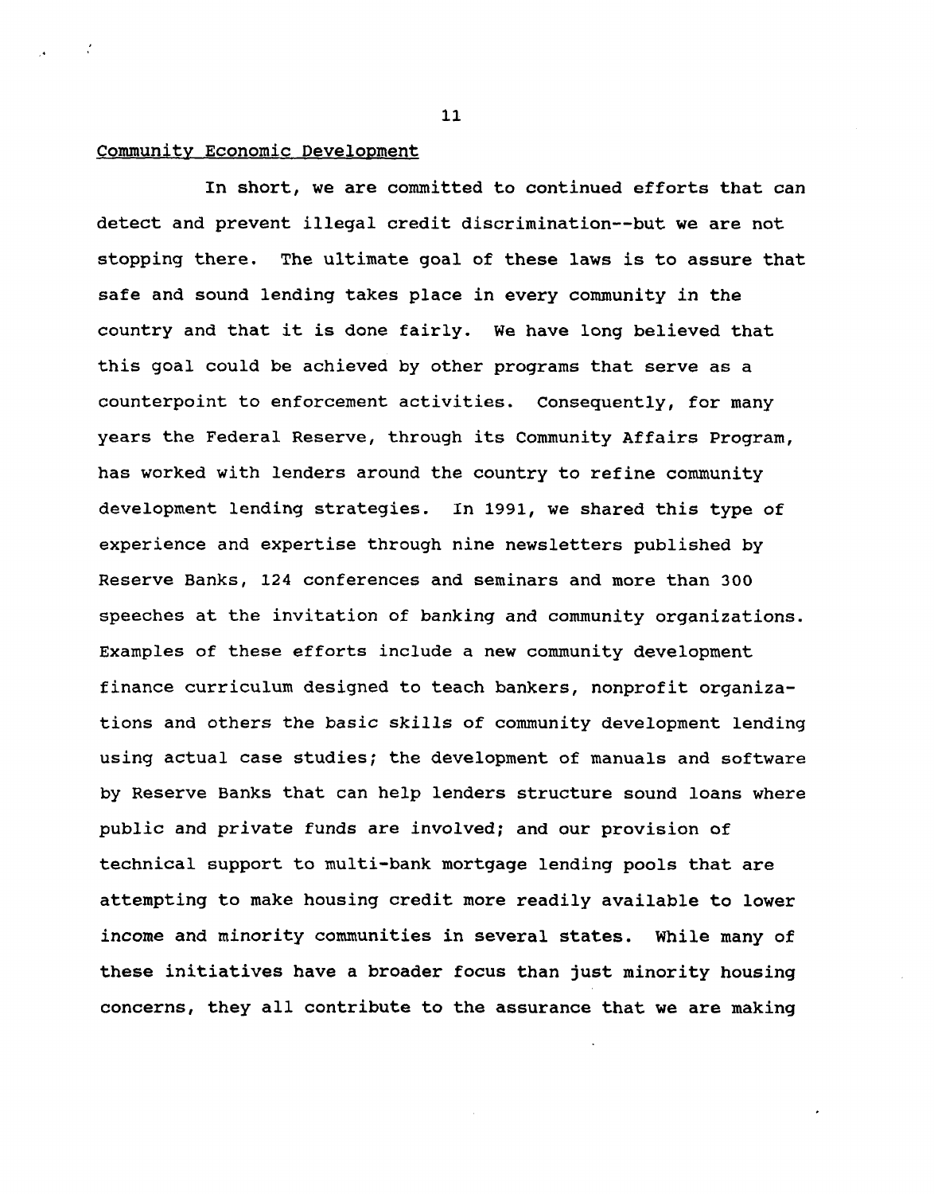Community Economic Development

In short, we are committed to continued efforts that can detect and prevent illegal credit discrimination--but we are not stopping there. The ultimate goal of these laws is to assure that safe and sound lending takes place in every community in the country and that it is done fairly. We have long believed that this goal could be achieved by other programs that serve as a counterpoint to enforcement activities. Consequently, for many years the Federal Reserve, through its Community Affairs Program, has worked with lenders around the country to refine community development lending strategies. In 1991, we shared this type of experience and expertise through nine newsletters published by Reserve Banks, 124 conferences and seminars and more than 300 speeches at the invitation of banking and community organizations. Examples of these efforts include a new community development finance curriculum designed to teach bankers, nonprofit organizations and others the basic skills of community development lending using actual case studies; the development of manuals and software by Reserve Banks that can help lenders structure sound loans where public and private funds are involved; and our provision of technical support to multi-bank mortgage lending pools that are attempting to make housing credit more readily available to lower income and minority communities in several states. While many of these initiatives have a broader focus than just minority housing concerns, they all contribute to the assurance that we are making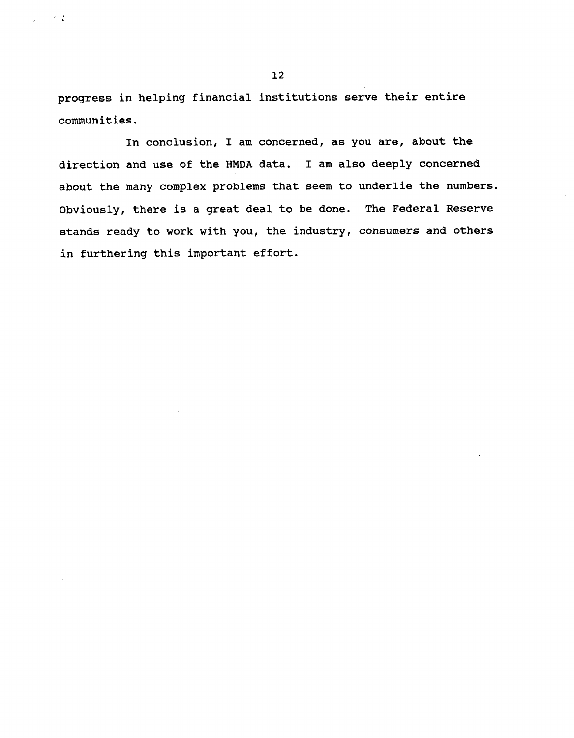progress in helping financial institutions serve their entire communities.

In conclusion, I am concerned, as you are, about the direction and use of the HMDA data. I am also deeply concerned about the many complex problems that seem to underlie the numbers. Obviously, there is a great deal to be done. The Federal Reserve stands ready to work with you, the industry, consumers and others in furthering this important effort.